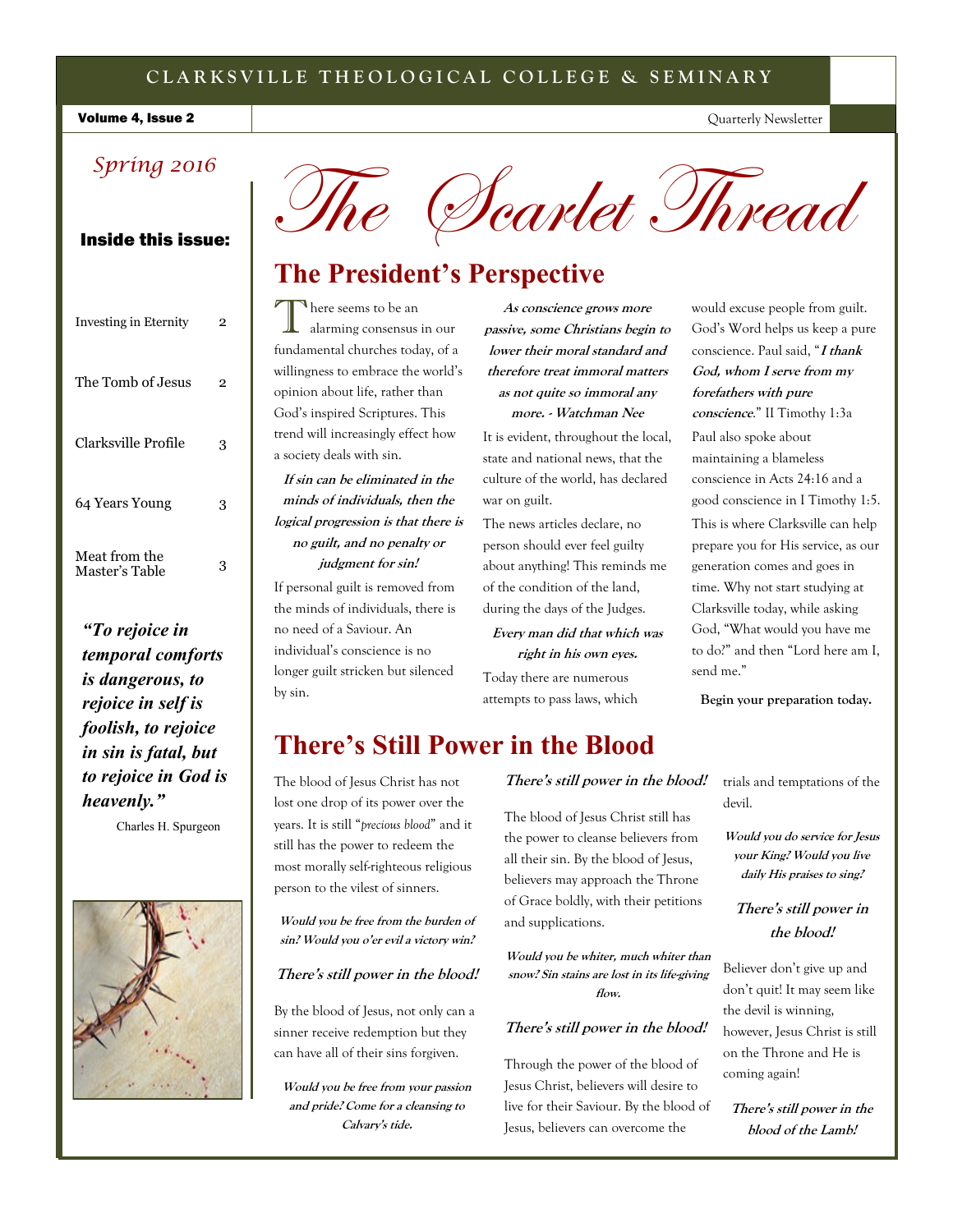CLARKSVILLE THEOLOGICAL COLLEGE & SEMINARY

Volume 4, Issue 2 — Quarterly Newsletter

*Spring 2016*

# The Scarlet Thread

**Inside this issue:**

| | |
|---|---|
| Investing in Eternity | 2 |
| The Tomb of Jesus | 2 |
| Clarksville Profile | 3 |
| 64 Years Young | 3 |
| Meat from the Master's Table | 3 |

***"To rejoice in temporal comforts is dangerous, to rejoice in self is foolish, to rejoice in sin is fatal, but to rejoice in God is heavenly."***

Charles H. Spurgeon

## The President's Perspective

There seems to be an alarming consensus in our fundamental churches today, of a willingness to embrace the world's opinion about life, rather than God's inspired Scriptures. This trend will increasingly effect how a society deals with sin.

***If sin can be eliminated in the minds of individuals, then the logical progression is that there is no guilt, and no penalty or judgment for sin!***

If personal guilt is removed from the minds of individuals, there is no need of a Saviour. An individual's conscience is no longer guilt stricken but silenced by sin.

***As conscience grows more passive, some Christians begin to lower their moral standard and therefore treat immoral matters as not quite so immoral any more. - Watchman Nee***

It is evident, throughout the local, state and national news, that the culture of the world, has declared war on guilt.

The news articles declare, no person should ever feel guilty about anything! This reminds me of the condition of the land, during the days of the Judges.

***Every man did that which was right in his own eyes.***

Today there are numerous attempts to pass laws, which would excuse people from guilt. God's Word helps us keep a pure conscience. Paul said, "***I thank God, whom I serve from my forefathers with pure conscience.***" II Timothy 1:3a

Paul also spoke about maintaining a blameless conscience in Acts 24:16 and a good conscience in I Timothy 1:5.

This is where Clarksville can help prepare you for His service, as our generation comes and goes in time. Why not start studying at Clarksville today, while asking God, "What would you have me to do?" and then "Lord here am I, send me."

**Begin your preparation today.**

## There's Still Power in the Blood

The blood of Jesus Christ has not lost one drop of its power over the years. It is still "*precious blood*" and it still has the power to redeem the most morally self-righteous religious person to the vilest of sinners.

***Would you be free from the burden of sin? Would you o'er evil a victory win?***

***There's still power in the blood!***

By the blood of Jesus, not only can a sinner receive redemption but they can have all of their sins forgiven.

***Would you be free from your passion and pride? Come for a cleansing to Calvary's tide.***

***There's still power in the blood!***

The blood of Jesus Christ still has the power to cleanse believers from all their sin. By the blood of Jesus, believers may approach the Throne of Grace boldly, with their petitions and supplications.

***Would you be whiter, much whiter than snow? Sin stains are lost in its life-giving flow.***

***There's still power in the blood!***

Through the power of the blood of Jesus Christ, believers will desire to live for their Saviour. By the blood of Jesus, believers can overcome the trials and temptations of the devil.

***Would you do service for Jesus your King? Would you live daily His praises to sing?***

***There's still power in the blood!***

Believer don't give up and don't quit! It may seem like the devil is winning, however, Jesus Christ is still on the Throne and He is coming again!

***There's still power in the blood of the Lamb!***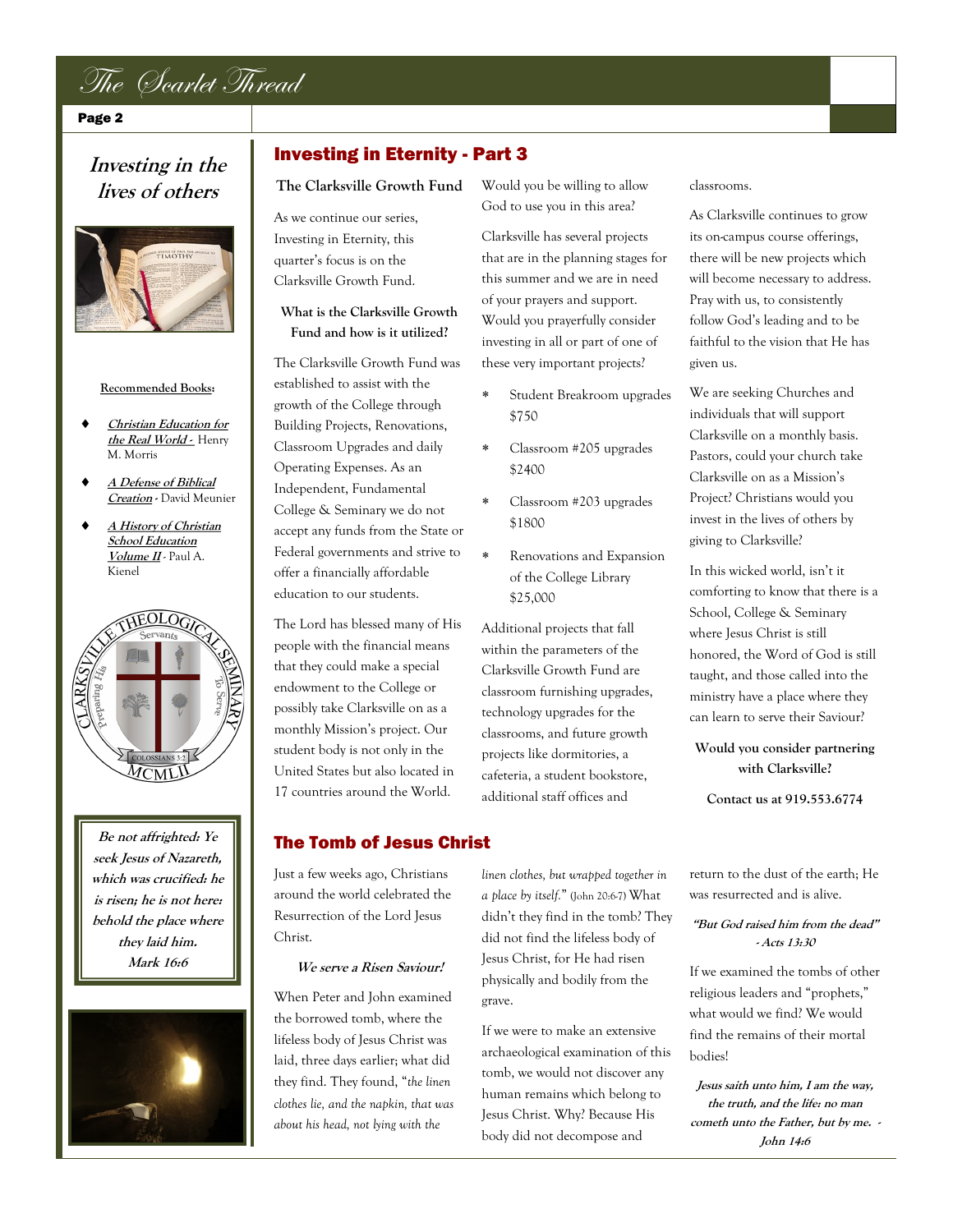## Investing in the lives of others

Recommended Books:

- *Christian Education for the Real World* - Henry M. Morris
- *A Defense of Biblical Creation* - David Meunier
- *A History of Christian School Education Volume II* - Paul A. Kienel

> ***Be not affrighted: Ye seek Jesus of Nazareth, which was crucified: he is risen; he is not here: behold the place where they laid him.***
> ***Mark 16:6***

## Investing in Eternity - Part 3

### The Clarksville Growth Fund

As we continue our series, Investing in Eternity, this quarter's focus is on the Clarksville Growth Fund.

**What is the Clarksville Growth Fund and how is it utilized?**

The Clarksville Growth Fund was established to assist with the growth of the College through Building Projects, Renovations, Classroom Upgrades and daily Operating Expenses. As an Independent, Fundamental College & Seminary we do not accept any funds from the State or Federal governments and strive to offer a financially affordable education to our students.

The Lord has blessed many of His people with the financial means that they could make a special endowment to the College or possibly take Clarksville on as a monthly Mission's project. Our student body is not only in the United States but also located in 17 countries around the World.

Would you be willing to allow God to use you in this area?

Clarksville has several projects that are in the planning stages for this summer and we are in need of your prayers and support. Would you prayerfully consider investing in all or part of one of these very important projects?

- Student Breakroom upgrades $750
- Classroom #205 upgrades $2400
- Classroom #203 upgrades $1800
- Renovations and Expansion of the College Library $25,000

Additional projects that fall within the parameters of the Clarksville Growth Fund are classroom furnishing upgrades, technology upgrades for the classrooms, and future growth projects like dormitories, a cafeteria, a student bookstore, additional staff offices and classrooms.

As Clarksville continues to grow its on-campus course offerings, there will be new projects which will become necessary to address. Pray with us, to consistently follow God's leading and to be faithful to the vision that He has given us.

We are seeking Churches and individuals that will support Clarksville on a monthly basis. Pastors, could your church take Clarksville on as a Mission's Project? Christians would you invest in the lives of others by giving to Clarksville?

In this wicked world, isn't it comforting to know that there is a School, College & Seminary where Jesus Christ is still honored, the Word of God is still taught, and those called into the ministry have a place where they can learn to serve their Saviour?

**Would you consider partnering with Clarksville?**

**Contact us at 919.553.6774**

## The Tomb of Jesus Christ

Just a few weeks ago, Christians around the world celebrated the Resurrection of the Lord Jesus Christ.

***We serve a Risen Saviour!***

When Peter and John examined the borrowed tomb, where the lifeless body of Jesus Christ was laid, three days earlier; what did they find. They found, "*the linen clothes lie, and the napkin, that was about his head, not lying with the linen clothes, but wrapped together in a place by itself.*" (John 20:6-7) What didn't they find in the tomb? They did not find the lifeless body of Jesus Christ, for He had risen physically and bodily from the grave.

If we were to make an extensive archaeological examination of this tomb, we would not discover any human remains which belong to Jesus Christ. Why? Because His body did not decompose and return to the dust of the earth; He was resurrected and is alive.

***"But God raised him from the dead" - Acts 13:30***

If we examined the tombs of other religious leaders and "prophets," what would we find? We would find the remains of their mortal bodies!

***Jesus saith unto him, I am the way, the truth, and the life: no man cometh unto the Father, but by me. - John 14:6***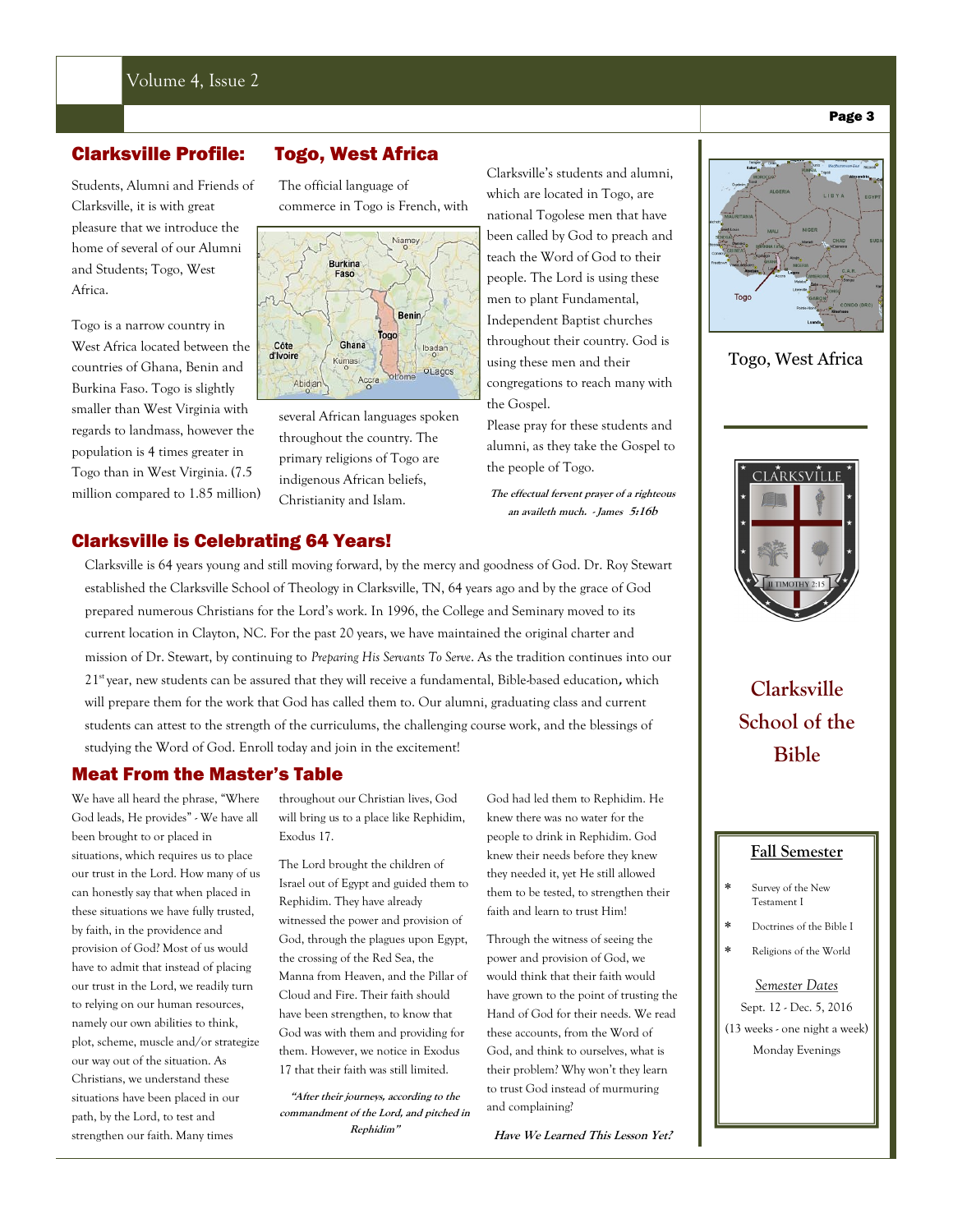## Clarksville Profile: Togo, West Africa

Students, Alumni and Friends of Clarksville, it is with great pleasure that we introduce the home of several of our Alumni and Students; Togo, West Africa.

Togo is a narrow country in West Africa located between the countries of Ghana, Benin and Burkina Faso. Togo is slightly smaller than West Virginia with regards to landmass, however the population is 4 times greater in Togo than in West Virginia. (7.5 million compared to 1.85 million)

The official language of commerce in Togo is French, with several African languages spoken throughout the country. The primary religions of Togo are indigenous African beliefs, Christianity and Islam.

Clarksville's students and alumni, which are located in Togo, are national Togolese men that have been called by God to preach and teach the Word of God to their people. The Lord is using these men to plant Fundamental, Independent Baptist churches throughout their country. God is using these men and their congregations to reach many with the Gospel.

Please pray for these students and alumni, as they take the Gospel to the people of Togo.

***The effectual fervent prayer of a righteous an availeth much. - James 5:16b***

Togo, West Africa

## Clarksville is Celebrating 64 Years!

Clarksville is 64 years young and still moving forward, by the mercy and goodness of God. Dr. Roy Stewart established the Clarksville School of Theology in Clarksville, TN, 64 years ago and by the grace of God prepared numerous Christians for the Lord's work. In 1996, the College and Seminary moved to its current location in Clayton, NC. For the past 20 years, we have maintained the original charter and mission of Dr. Stewart, by continuing to *Preparing His Servants To Serve*. As the tradition continues into our 21st year, new students can be assured that they will receive a fundamental, Bible-based education, which will prepare them for the work that God has called them to. Our alumni, graduating class and current students can attest to the strength of the curriculums, the challenging course work, and the blessings of studying the Word of God. Enroll today and join in the excitement!

## Meat From the Master's Table

We have all heard the phrase, "Where God leads, He provides" - We have all been brought to or placed in situations, which requires us to place our trust in the Lord. How many of us can honestly say that when placed in these situations we have fully trusted, by faith, in the providence and provision of God? Most of us would have to admit that instead of placing our trust in the Lord, we readily turn to relying on our human resources, namely our own abilities to think, plot, scheme, muscle and/or strategize our way out of the situation. As Christians, we understand these situations have been placed in our path, by the Lord, to test and strengthen our faith. Many times throughout our Christian lives, God will bring us to a place like Rephidim, Exodus 17.

The Lord brought the children of Israel out of Egypt and guided them to Rephidim. They have already witnessed the power and provision of God, through the plagues upon Egypt, the crossing of the Red Sea, the Manna from Heaven, and the Pillar of Cloud and Fire. Their faith should have been strengthen, to know that God was with them and providing for them. However, we notice in Exodus 17 that their faith was still limited.

***"After their journeys, according to the commandment of the Lord, and pitched in Rephidim"***

God had led them to Rephidim. He knew there was no water for the people to drink in Rephidim. God knew their needs before they knew they needed it, yet He still allowed them to be tested, to strengthen their faith and learn to trust Him!

Through the witness of seeing the power and provision of God, we would think that their faith would have grown to the point of trusting the Hand of God for their needs. We read these accounts, from the Word of God, and think to ourselves, what is their problem? Why won't they learn to trust God instead of murmuring and complaining?

***Have We Learned This Lesson Yet?***

## Clarksville School of the Bible

### Fall Semester

* Survey of the New Testament
* Doctrines of the Bible I
* Religions of the World

*Semester Dates*

Sept. 12 - Dec. 5, 2016

(13 weeks - one night a week)

Monday Evenings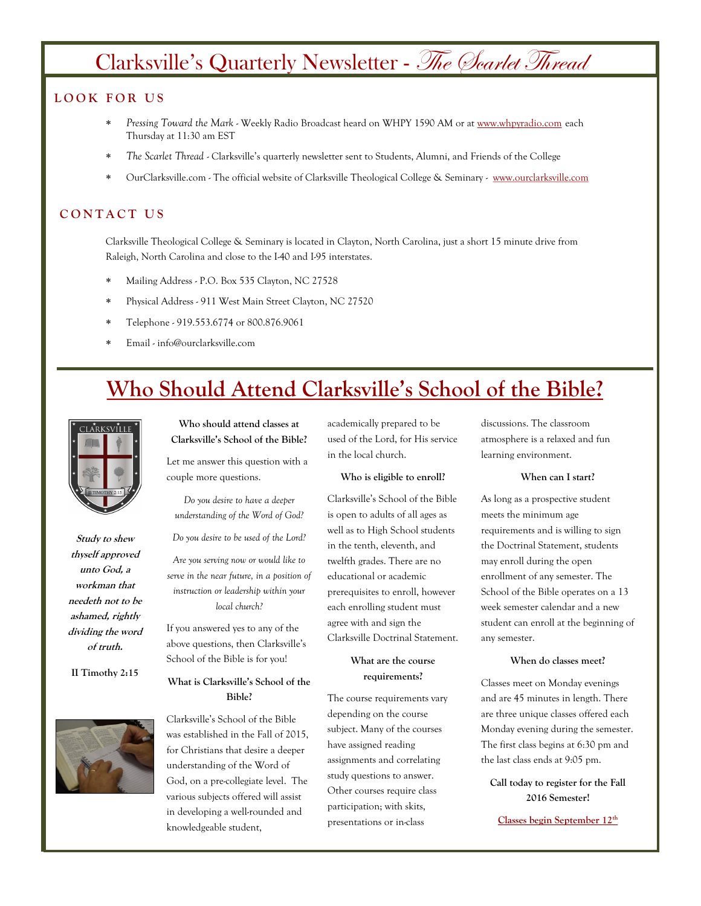# Clarksville's Quarterly Newsletter - *The Scarlet Thread*

## LOOK FOR US

- *Pressing Toward the Mark* - Weekly Radio Broadcast heard on WHPY 1590 AM or at www.whpyradio.com each Thursday at 11:30 am EST
- *The Scarlet Thread* - Clarksville's quarterly newsletter sent to Students, Alumni, and Friends of the College
- OurClarksville.com - The official website of Clarksville Theological College & Seminary - www.ourclarksville.com

## CONTACT US

Clarksville Theological College & Seminary is located in Clayton, North Carolina, just a short 15 minute drive from Raleigh, North Carolina and close to the I-40 and I-95 interstates.

- Mailing Address - P.O. Box 535 Clayton, NC 27528
- Physical Address - 911 West Main Street Clayton, NC 27520
- Telephone - 919.553.6774 or 800.876.9061
- Email - info@ourclarksville.com

# Who Should Attend Clarksville's School of the Bible?

***Study to shew thyself approved unto God, a workman that needeth not to be ashamed, rightly dividing the word of truth.***

**II Timothy 2:15**

**Who should attend classes at Clarksville's School of the Bible?**

Let me answer this question with a couple more questions.

*Do you desire to have a deeper understanding of the Word of God?*

*Do you desire to be used of the Lord?*

*Are you serving now or would like to serve in the near future, in a position of instruction or leadership within your local church?*

If you answered yes to any of the above questions, then Clarksville's School of the Bible is for you!

**What is Clarksville's School of the Bible?**

Clarksville's School of the Bible was established in the Fall of 2015, for Christians that desire a deeper understanding of the Word of God, on a pre-collegiate level. The various subjects offered will assist in developing a well-rounded and knowledgeable student, academically prepared to be used of the Lord, for His service in the local church.

**Who is eligible to enroll?**

Clarksville's School of the Bible is open to adults of all ages as well as to High School students in the tenth, eleventh, and twelfth grades. There are no educational or academic prerequisites to enroll, however each enrolling student must agree with and sign the Clarksville Doctrinal Statement.

**What are the course requirements?**

The course requirements vary depending on the course subject. Many of the courses have assigned reading assignments and correlating study questions to answer. Other courses require class participation; with skits, presentations or in-class discussions. The classroom atmosphere is a relaxed and fun learning environment.

**When can I start?**

As long as a prospective student meets the minimum age requirements and is willing to sign the Doctrinal Statement, students may enroll during the open enrollment of any semester. The School of the Bible operates on a 13 week semester calendar and a new student can enroll at the beginning of any semester.

**When do classes meet?**

Classes meet on Monday evenings and are 45 minutes in length. There are three unique classes offered each Monday evening during the semester. The first class begins at 6:30 pm and the last class ends at 9:05 pm.

**Call today to register for the Fall 2016 Semester!**

**Classes begin September 12th**